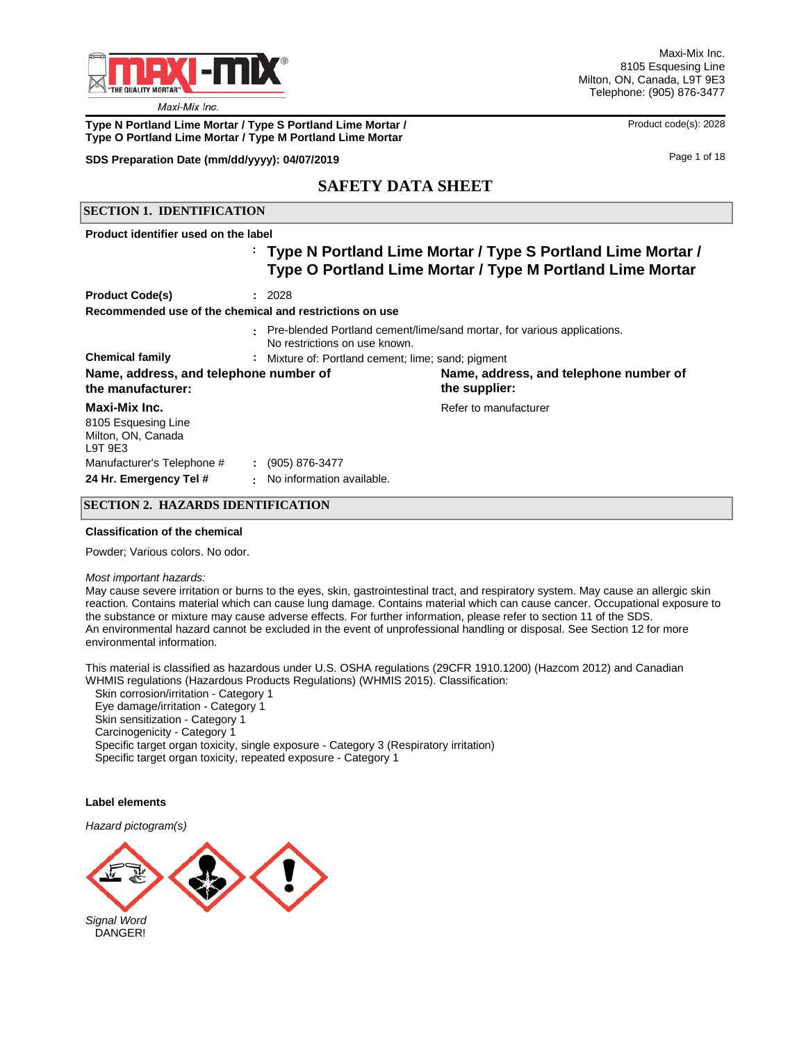Maxi-Mix Inc.
8105 Esquesing Line
Milton, ON, Canada, L9T 9E3
Telephone: (905) 876-3477

**Type N Portland Lime Mortar / Type S Portland Lime Mortar / Type O Portland Lime Mortar / Type M Portland Lime Mortar**

Product code(s): 2028

**SDS Preparation Date (mm/dd/yyyy): 04/07/2019**

# SAFETY DATA SHEET

## SECTION 1. IDENTIFICATION

**Product identifier used on the label**

: **Type N Portland Lime Mortar / Type S Portland Lime Mortar / Type O Portland Lime Mortar / Type M Portland Lime Mortar**

**Product Code(s)** : 2028

**Recommended use of the chemical and restrictions on use**

: Pre-blended Portland cement/lime/sand mortar, for various applications.
No restrictions on use known.

**Chemical family** : Mixture of: Portland cement; lime; sand; pigment

**Name, address, and telephone number of the manufacturer:**

**Maxi-Mix Inc.**
8105 Esquesing Line
Milton, ON, Canada
L9T 9E3

Manufacturer's Telephone # : (905) 876-3477

**24 Hr. Emergency Tel #** : No information available.

**Name, address, and telephone number of the supplier:**

Refer to manufacturer

## SECTION 2. HAZARDS IDENTIFICATION

**Classification of the chemical**

Powder; Various colors. No odor.

*Most important hazards:*
May cause severe irritation or burns to the eyes, skin, gastrointestinal tract, and respiratory system. May cause an allergic skin reaction. Contains material which can cause lung damage. Contains material which can cause cancer. Occupational exposure to the substance or mixture may cause adverse effects. For further information, please refer to section 11 of the SDS.
An environmental hazard cannot be excluded in the event of unprofessional handling or disposal. See Section 12 for more environmental information.

This material is classified as hazardous under U.S. OSHA regulations (29CFR 1910.1200) (Hazcom 2012) and Canadian WHMIS regulations (Hazardous Products Regulations) (WHMIS 2015). Classification:

- Skin corrosion/irritation - Category 1
- Eye damage/irritation - Category 1
- Skin sensitization - Category 1
- Carcinogenicity - Category 1
- Specific target organ toxicity, single exposure - Category 3 (Respiratory irritation)
- Specific target organ toxicity, repeated exposure - Category 1

**Label elements**

*Hazard pictogram(s)*

*Signal Word*
DANGER!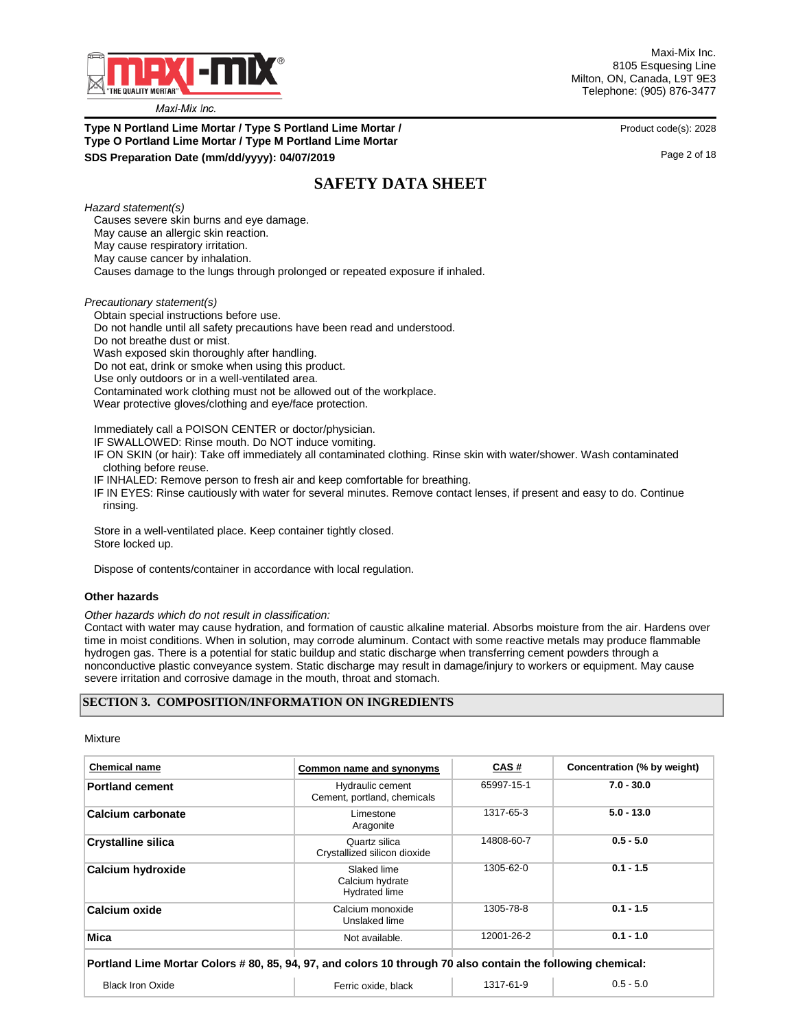*Hazard statement(s)*

Causes severe skin burns and eye damage.
May cause an allergic skin reaction.
May cause respiratory irritation.
May cause cancer by inhalation.
Causes damage to the lungs through prolonged or repeated exposure if inhaled.

*Precautionary statement(s)*

Obtain special instructions before use.
Do not handle until all safety precautions have been read and understood.
Do not breathe dust or mist.
Wash exposed skin thoroughly after handling.
Do not eat, drink or smoke when using this product.
Use only outdoors or in a well-ventilated area.
Contaminated work clothing must not be allowed out of the workplace.
Wear protective gloves/clothing and eye/face protection.

Immediately call a POISON CENTER or doctor/physician.
IF SWALLOWED: Rinse mouth. Do NOT induce vomiting.
IF ON SKIN (or hair): Take off immediately all contaminated clothing. Rinse skin with water/shower. Wash contaminated clothing before reuse.
IF INHALED: Remove person to fresh air and keep comfortable for breathing.
IF IN EYES: Rinse cautiously with water for several minutes. Remove contact lenses, if present and easy to do. Continue rinsing.

Store in a well-ventilated place. Keep container tightly closed.
Store locked up.

Dispose of contents/container in accordance with local regulation.

**Other hazards**

*Other hazards which do not result in classification:*
Contact with water may cause hydration, and formation of caustic alkaline material. Absorbs moisture from the air. Hardens over time in moist conditions. When in solution, may corrode aluminum. Contact with some reactive metals may produce flammable hydrogen gas. There is a potential for static buildup and static discharge when transferring cement powders through a nonconductive plastic conveyance system. Static discharge may result in damage/injury to workers or equipment. May cause severe irritation and corrosive damage in the mouth, throat and stomach.

## SECTION 3. COMPOSITION/INFORMATION ON INGREDIENTS

Mixture

| Chemical name | Common name and synonyms | CAS # | Concentration (% by weight) |
|---|---|---|---|
| **Portland cement** | Hydraulic cement<br>Cement, portland, chemicals | 65997-15-1 | **7.0 - 30.0** |
| **Calcium carbonate** | Limestone<br>Aragonite | 1317-65-3 | **5.0 - 13.0** |
| **Crystalline silica** | Quartz silica<br>Crystallized silicon dioxide | 14808-60-7 | **0.5 - 5.0** |
| **Calcium hydroxide** | Slaked lime<br>Calcium hydrate<br>Hydrated lime | 1305-62-0 | **0.1 - 1.5** |
| **Calcium oxide** | Calcium monoxide<br>Unslaked lime | 1305-78-8 | **0.1 - 1.5** |
| **Mica** | Not available. | 12001-26-2 | **0.1 - 1.0** |
| **Portland Lime Mortar Colors # 80, 85, 94, 97, and colors 10 through 70 also contain the following chemical:** | | | |
| Black Iron Oxide | Ferric oxide, black | 1317-61-9 | 0.5 - 5.0 |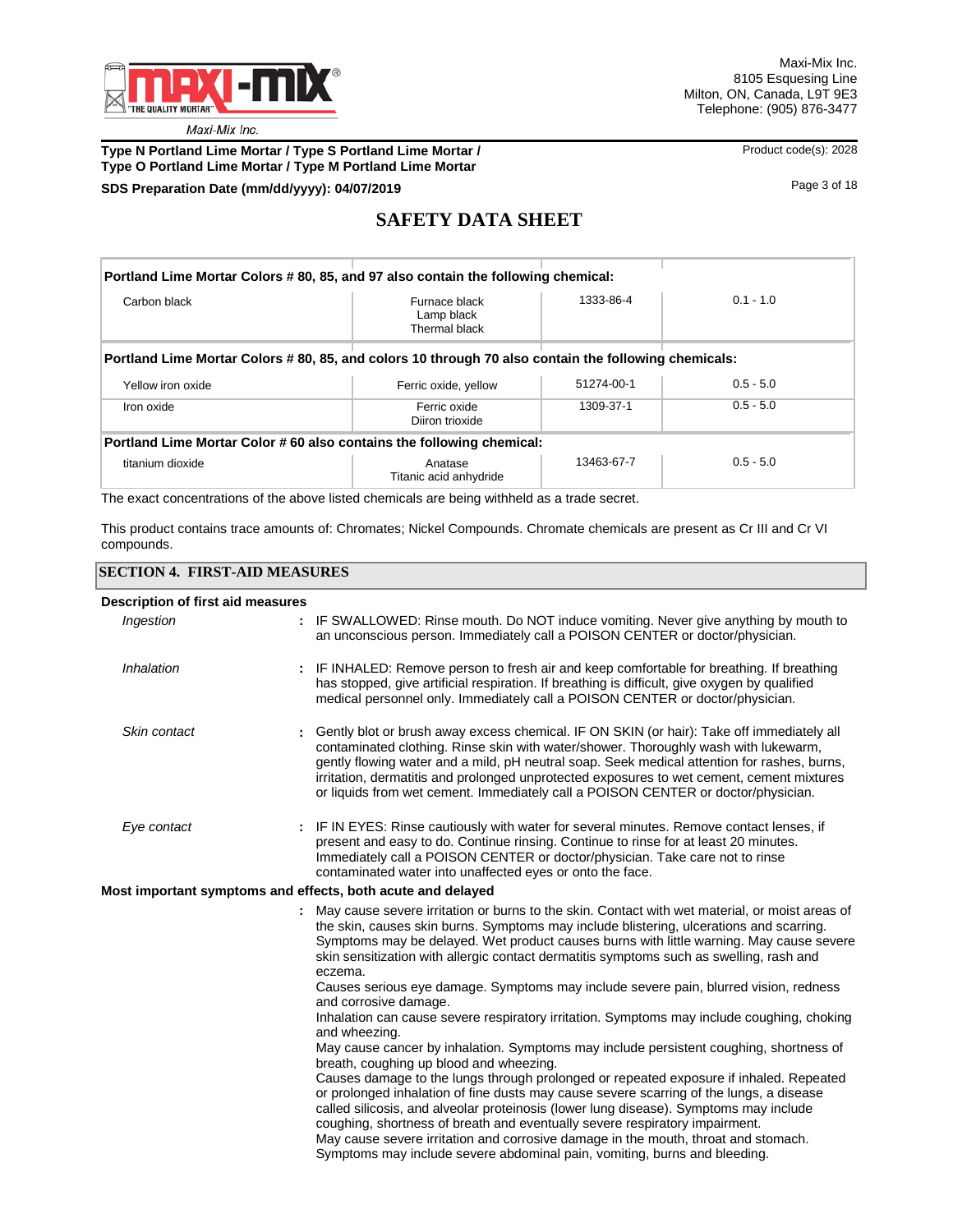| | | | |
|---|---|---|---|
| **Portland Lime Mortar Colors # 80, 85, and 97 also contain the following chemical:** | | | |
| Carbon black | Furnace black<br>Lamp black<br>Thermal black | 1333-86-4 | 0.1 - 1.0 |
| **Portland Lime Mortar Colors # 80, 85, and colors 10 through 70 also contain the following chemicals:** | | | |
| Yellow iron oxide | Ferric oxide, yellow | 51274-00-1 | 0.5 - 5.0 |
| Iron oxide | Ferric oxide<br>Diiron trioxide | 1309-37-1 | 0.5 - 5.0 |
| **Portland Lime Mortar Color # 60 also contains the following chemical:** | | | |
| titanium dioxide | Anatase<br>Titanic acid anhydride | 13463-67-7 | 0.5 - 5.0 |

The exact concentrations of the above listed chemicals are being withheld as a trade secret.

This product contains trace amounts of: Chromates; Nickel Compounds. Chromate chemicals are present as Cr III and Cr VI compounds.

## SECTION 4. FIRST-AID MEASURES

**Description of first aid measures**

*Ingestion* : IF SWALLOWED: Rinse mouth. Do NOT induce vomiting. Never give anything by mouth to an unconscious person. Immediately call a POISON CENTER or doctor/physician.

*Inhalation* : IF INHALED: Remove person to fresh air and keep comfortable for breathing. If breathing has stopped, give artificial respiration. If breathing is difficult, give oxygen by qualified medical personnel only. Immediately call a POISON CENTER or doctor/physician.

*Skin contact* : Gently blot or brush away excess chemical. IF ON SKIN (or hair): Take off immediately all contaminated clothing. Rinse skin with water/shower. Thoroughly wash with lukewarm, gently flowing water and a mild, pH neutral soap. Seek medical attention for rashes, burns, irritation, dermatitis and prolonged unprotected exposures to wet cement, cement mixtures or liquids from wet cement. Immediately call a POISON CENTER or doctor/physician.

*Eye contact* : IF IN EYES: Rinse cautiously with water for several minutes. Remove contact lenses, if present and easy to do. Continue rinsing. Continue to rinse for at least 20 minutes. Immediately call a POISON CENTER or doctor/physician. Take care not to rinse contaminated water into unaffected eyes or onto the face.

**Most important symptoms and effects, both acute and delayed**

: May cause severe irritation or burns to the skin. Contact with wet material, or moist areas of the skin, causes skin burns. Symptoms may include blistering, ulcerations and scarring. Symptoms may be delayed. Wet product causes burns with little warning. May cause severe skin sensitization with allergic contact dermatitis symptoms such as swelling, rash and eczema.
Causes serious eye damage. Symptoms may include severe pain, blurred vision, redness and corrosive damage.
Inhalation can cause severe respiratory irritation. Symptoms may include coughing, choking and wheezing.
May cause cancer by inhalation. Symptoms may include persistent coughing, shortness of breath, coughing up blood and wheezing.
Causes damage to the lungs through prolonged or repeated exposure if inhaled. Repeated or prolonged inhalation of fine dusts may cause severe scarring of the lungs, a disease called silicosis, and alveolar proteinosis (lower lung disease). Symptoms may include coughing, shortness of breath and eventually severe respiratory impairment.
May cause severe irritation and corrosive damage in the mouth, throat and stomach. Symptoms may include severe abdominal pain, vomiting, burns and bleeding.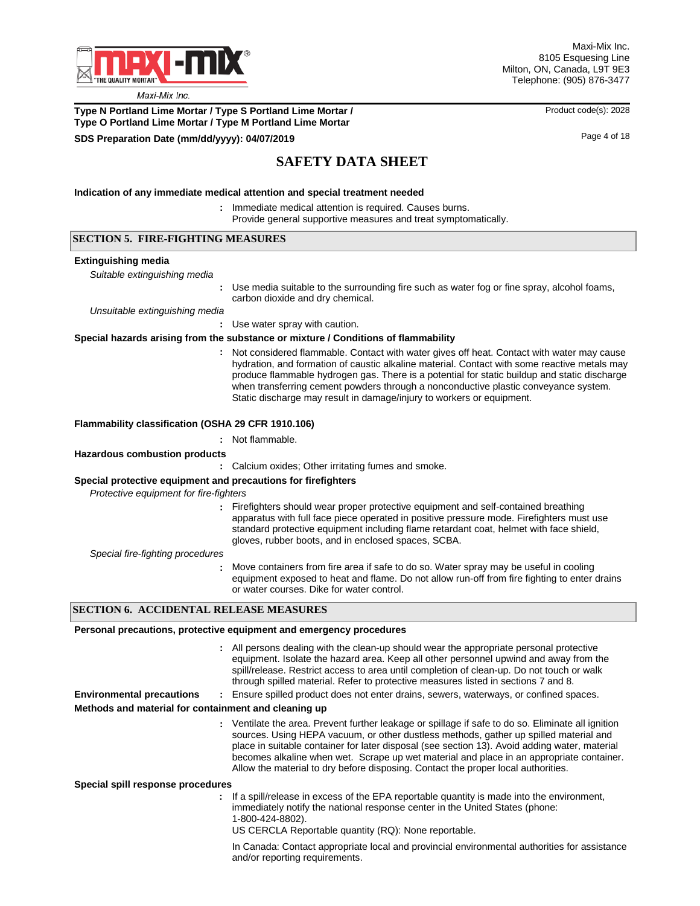**Indication of any immediate medical attention and special treatment needed**

: Immediate medical attention is required. Causes burns.
Provide general supportive measures and treat symptomatically.

## SECTION 5. FIRE-FIGHTING MEASURES

**Extinguishing media**

*Suitable extinguishing media*

: Use media suitable to the surrounding fire such as water fog or fine spray, alcohol foams, carbon dioxide and dry chemical.

*Unsuitable extinguishing media*

: Use water spray with caution.

**Special hazards arising from the substance or mixture / Conditions of flammability**

: Not considered flammable. Contact with water gives off heat. Contact with water may cause hydration, and formation of caustic alkaline material. Contact with some reactive metals may produce flammable hydrogen gas. There is a potential for static buildup and static discharge when transferring cement powders through a nonconductive plastic conveyance system. Static discharge may result in damage/injury to workers or equipment.

**Flammability classification (OSHA 29 CFR 1910.106)**

: Not flammable.

**Hazardous combustion products**

: Calcium oxides; Other irritating fumes and smoke.

**Special protective equipment and precautions for firefighters**

*Protective equipment for fire-fighters*

: Firefighters should wear proper protective equipment and self-contained breathing apparatus with full face piece operated in positive pressure mode. Firefighters must use standard protective equipment including flame retardant coat, helmet with face shield, gloves, rubber boots, and in enclosed spaces, SCBA.

*Special fire-fighting procedures*

: Move containers from fire area if safe to do so. Water spray may be useful in cooling equipment exposed to heat and flame. Do not allow run-off from fire fighting to enter drains or water courses. Dike for water control.

## SECTION 6. ACCIDENTAL RELEASE MEASURES

**Personal precautions, protective equipment and emergency procedures**

: All persons dealing with the clean-up should wear the appropriate personal protective equipment. Isolate the hazard area. Keep all other personnel upwind and away from the spill/release. Restrict access to area until completion of clean-up. Do not touch or walk through spilled material. Refer to protective measures listed in sections 7 and 8.

**Environmental precautions** : Ensure spilled product does not enter drains, sewers, waterways, or confined spaces.

**Methods and material for containment and cleaning up**

: Ventilate the area. Prevent further leakage or spillage if safe to do so. Eliminate all ignition sources. Using HEPA vacuum, or other dustless methods, gather up spilled material and place in suitable container for later disposal (see section 13). Avoid adding water, material becomes alkaline when wet. Scrape up wet material and place in an appropriate container. Allow the material to dry before disposing. Contact the proper local authorities.

**Special spill response procedures**

: If a spill/release in excess of the EPA reportable quantity is made into the environment, immediately notify the national response center in the United States (phone: 1-800-424-8802).
US CERCLA Reportable quantity (RQ): None reportable.

In Canada: Contact appropriate local and provincial environmental authorities for assistance and/or reporting requirements.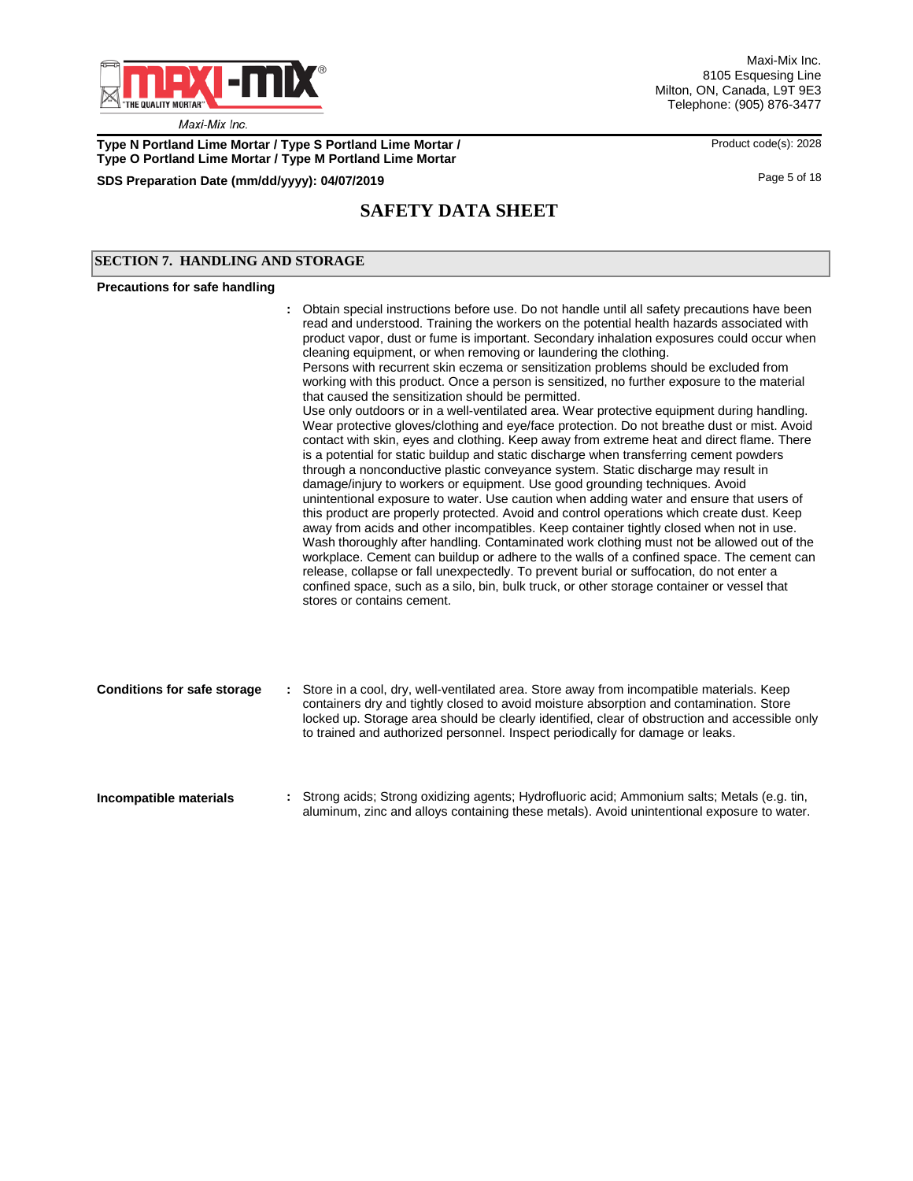# SAFETY DATA SHEET

## SECTION 7. HANDLING AND STORAGE

**Precautions for safe handling**

: Obtain special instructions before use. Do not handle until all safety precautions have been read and understood. Training the workers on the potential health hazards associated with product vapor, dust or fume is important. Secondary inhalation exposures could occur when cleaning equipment, or when removing or laundering the clothing.
Persons with recurrent skin eczema or sensitization problems should be excluded from working with this product. Once a person is sensitized, no further exposure to the material that caused the sensitization should be permitted.
Use only outdoors or in a well-ventilated area. Wear protective equipment during handling. Wear protective gloves/clothing and eye/face protection. Do not breathe dust or mist. Avoid contact with skin, eyes and clothing. Keep away from extreme heat and direct flame. There is a potential for static buildup and static discharge when transferring cement powders through a nonconductive plastic conveyance system. Static discharge may result in damage/injury to workers or equipment. Use good grounding techniques. Avoid unintentional exposure to water. Use caution when adding water and ensure that users of this product are properly protected. Avoid and control operations which create dust. Keep away from acids and other incompatibles. Keep container tightly closed when not in use. Wash thoroughly after handling. Contaminated work clothing must not be allowed out of the workplace. Cement can buildup or adhere to the walls of a confined space. The cement can release, collapse or fall unexpectedly. To prevent burial or suffocation, do not enter a confined space, such as a silo, bin, bulk truck, or other storage container or vessel that stores or contains cement.

**Conditions for safe storage** : Store in a cool, dry, well-ventilated area. Store away from incompatible materials. Keep containers dry and tightly closed to avoid moisture absorption and contamination. Store locked up. Storage area should be clearly identified, clear of obstruction and accessible only to trained and authorized personnel. Inspect periodically for damage or leaks.

**Incompatible materials** : Strong acids; Strong oxidizing agents; Hydrofluoric acid; Ammonium salts; Metals (e.g. tin, aluminum, zinc and alloys containing these metals). Avoid unintentional exposure to water.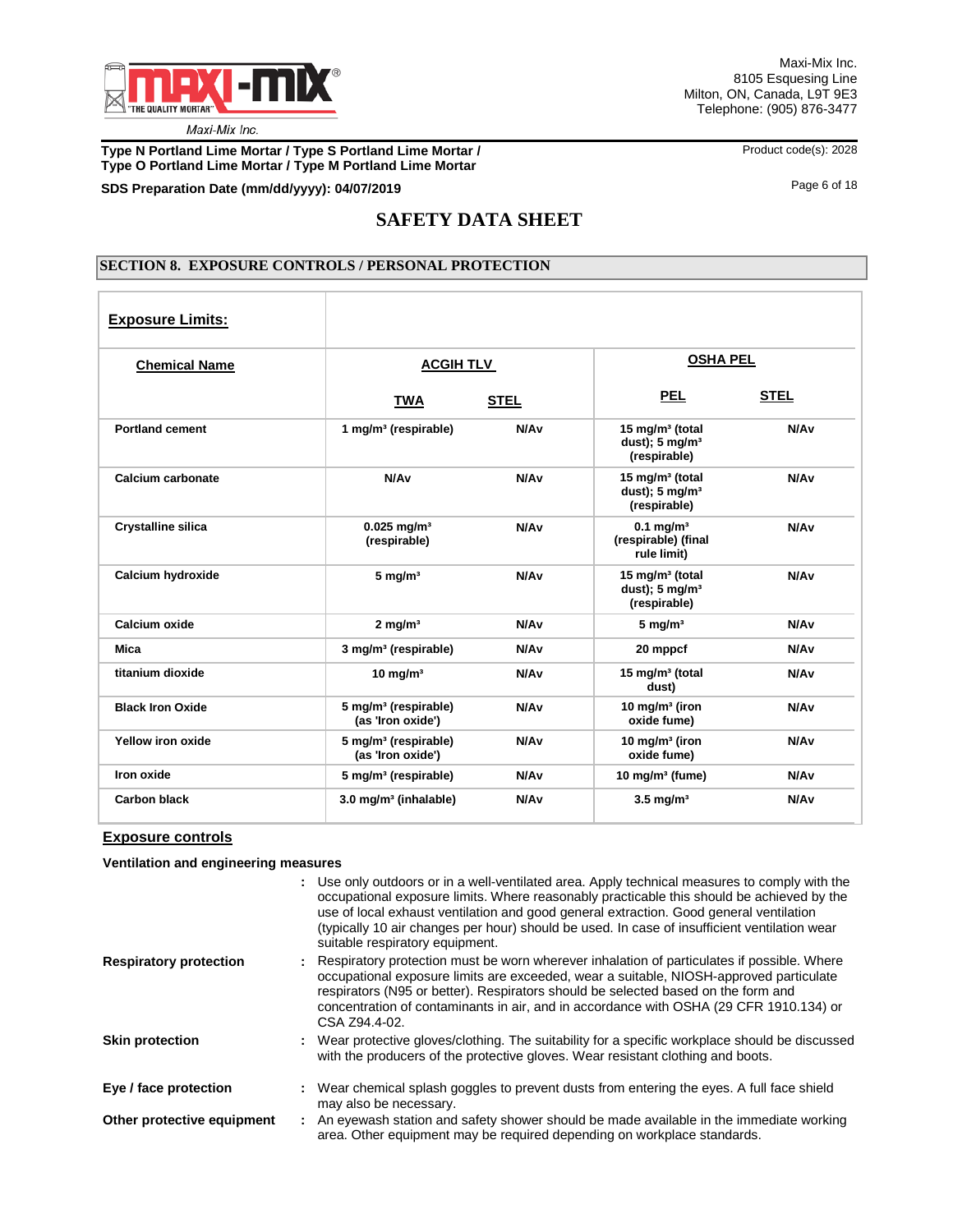# SAFETY DATA SHEET

## SECTION 8. EXPOSURE CONTROLS / PERSONAL PROTECTION

**Exposure Limits:**

| Chemical Name | ACGIH TLV | | OSHA PEL | |
|---|---|---|---|---|
| | TWA | STEL | PEL | STEL |
| Portland cement | 1 mg/m³ (respirable) | N/Av | 15 mg/m³ (total dust); 5 mg/m³ (respirable) | N/Av |
| Calcium carbonate | N/Av | N/Av | 15 mg/m³ (total dust); 5 mg/m³ (respirable) | N/Av |
| Crystalline silica | 0.025 mg/m³ (respirable) | N/Av | 0.1 mg/m³ (respirable) (final rule limit) | N/Av |
| Calcium hydroxide | 5 mg/m³ | N/Av | 15 mg/m³ (total dust); 5 mg/m³ (respirable) | N/Av |
| Calcium oxide | 2 mg/m³ | N/Av | 5 mg/m³ | N/Av |
| Mica | 3 mg/m³ (respirable) | N/Av | 20 mppcf | N/Av |
| titanium dioxide | 10 mg/m³ | N/Av | 15 mg/m³ (total dust) | N/Av |
| Black Iron Oxide | 5 mg/m³ (respirable) (as 'Iron oxide') | N/Av | 10 mg/m³ (iron oxide fume) | N/Av |
| Yellow iron oxide | 5 mg/m³ (respirable) (as 'Iron oxide') | N/Av | 10 mg/m³ (iron oxide fume) | N/Av |
| Iron oxide | 5 mg/m³ (respirable) | N/Av | 10 mg/m³ (fume) | N/Av |
| Carbon black | 3.0 mg/m³ (inhalable) | N/Av | 3.5 mg/m³ | N/Av |

### Exposure controls

**Ventilation and engineering measures**

: Use only outdoors or in a well-ventilated area. Apply technical measures to comply with the occupational exposure limits. Where reasonably practicable this should be achieved by the use of local exhaust ventilation and good general extraction. Good general ventilation (typically 10 air changes per hour) should be used. In case of insufficient ventilation wear suitable respiratory equipment.

**Respiratory protection** : Respiratory protection must be worn wherever inhalation of particulates if possible. Where occupational exposure limits are exceeded, wear a suitable, NIOSH-approved particulate respirators (N95 or better). Respirators should be selected based on the form and concentration of contaminants in air, and in accordance with OSHA (29 CFR 1910.134) or CSA Z94.4-02.

**Skin protection** : Wear protective gloves/clothing. The suitability for a specific workplace should be discussed with the producers of the protective gloves. Wear resistant clothing and boots.

**Eye / face protection** : Wear chemical splash goggles to prevent dusts from entering the eyes. A full face shield may also be necessary.

**Other protective equipment** : An eyewash station and safety shower should be made available in the immediate working area. Other equipment may be required depending on workplace standards.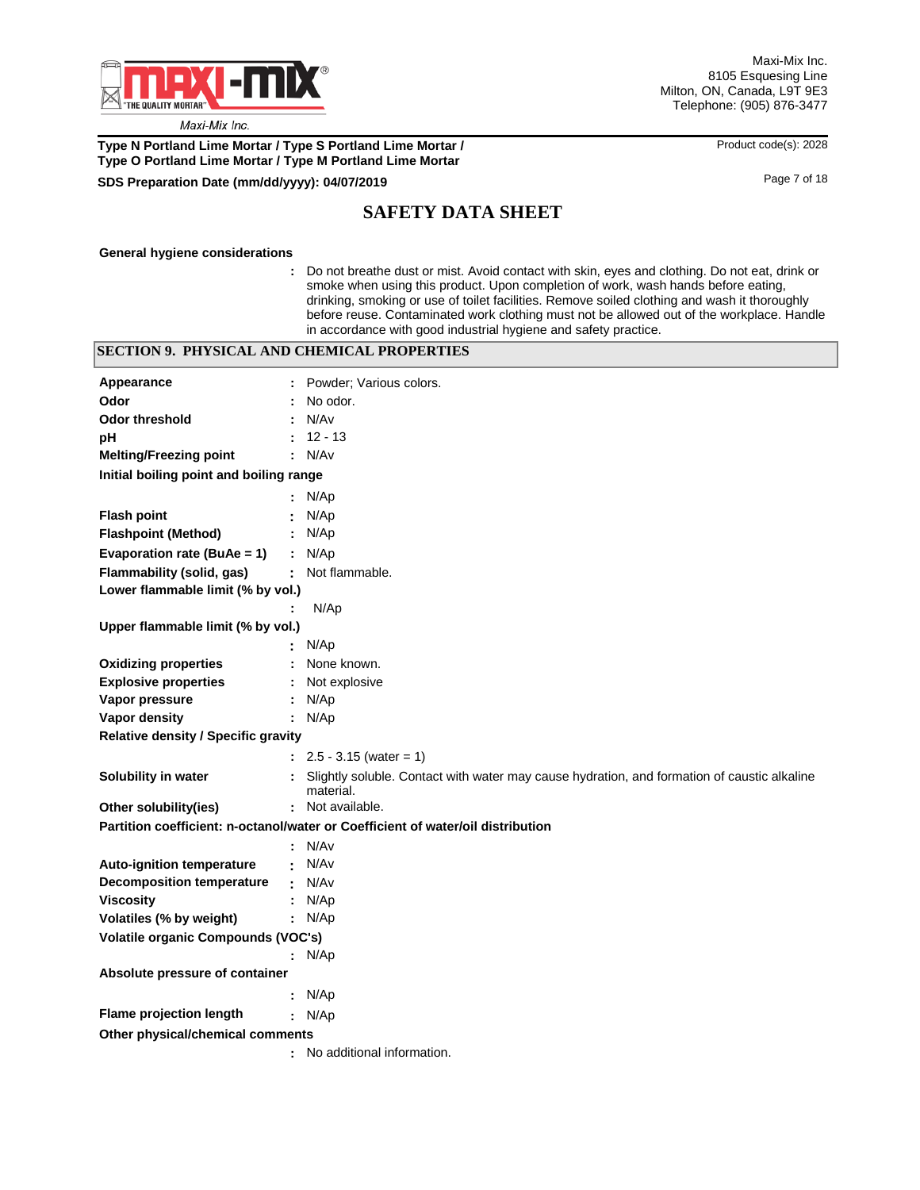**General hygiene considerations**

: Do not breathe dust or mist. Avoid contact with skin, eyes and clothing. Do not eat, drink or smoke when using this product. Upon completion of work, wash hands before eating, drinking, smoking or use of toilet facilities. Remove soiled clothing and wash it thoroughly before reuse. Contaminated work clothing must not be allowed out of the workplace. Handle in accordance with good industrial hygiene and safety practice.

## SECTION 9. PHYSICAL AND CHEMICAL PROPERTIES

| Property | Value |
|---|---|
| **Appearance** | Powder; Various colors. |
| **Odor** | No odor. |
| **Odor threshold** | N/Av |
| **pH** | 12 - 13 |
| **Melting/Freezing point** | N/Av |
| **Initial boiling point and boiling range** | N/Ap |
| **Flash point** | N/Ap |
| **Flashpoint (Method)** | N/Ap |
| **Evaporation rate (BuAe = 1)** | N/Ap |
| **Flammability (solid, gas)** | Not flammable. |
| **Lower flammable limit (% by vol.)** | N/Ap |
| **Upper flammable limit (% by vol.)** | N/Ap |
| **Oxidizing properties** | None known. |
| **Explosive properties** | Not explosive |
| **Vapor pressure** | N/Ap |
| **Vapor density** | N/Ap |
| **Relative density / Specific gravity** | 2.5 - 3.15 (water = 1) |
| **Solubility in water** | Slightly soluble. Contact with water may cause hydration, and formation of caustic alkaline material. |
| **Other solubility(ies)** | Not available. |
| **Partition coefficient: n-octanol/water or Coefficient of water/oil distribution** | N/Av |
| **Auto-ignition temperature** | N/Av |
| **Decomposition temperature** | N/Av |
| **Viscosity** | N/Ap |
| **Volatiles (% by weight)** | N/Ap |
| **Volatile organic Compounds (VOC's)** | N/Ap |
| **Absolute pressure of container** | N/Ap |
| **Flame projection length** | N/Ap |
| **Other physical/chemical comments** | No additional information. |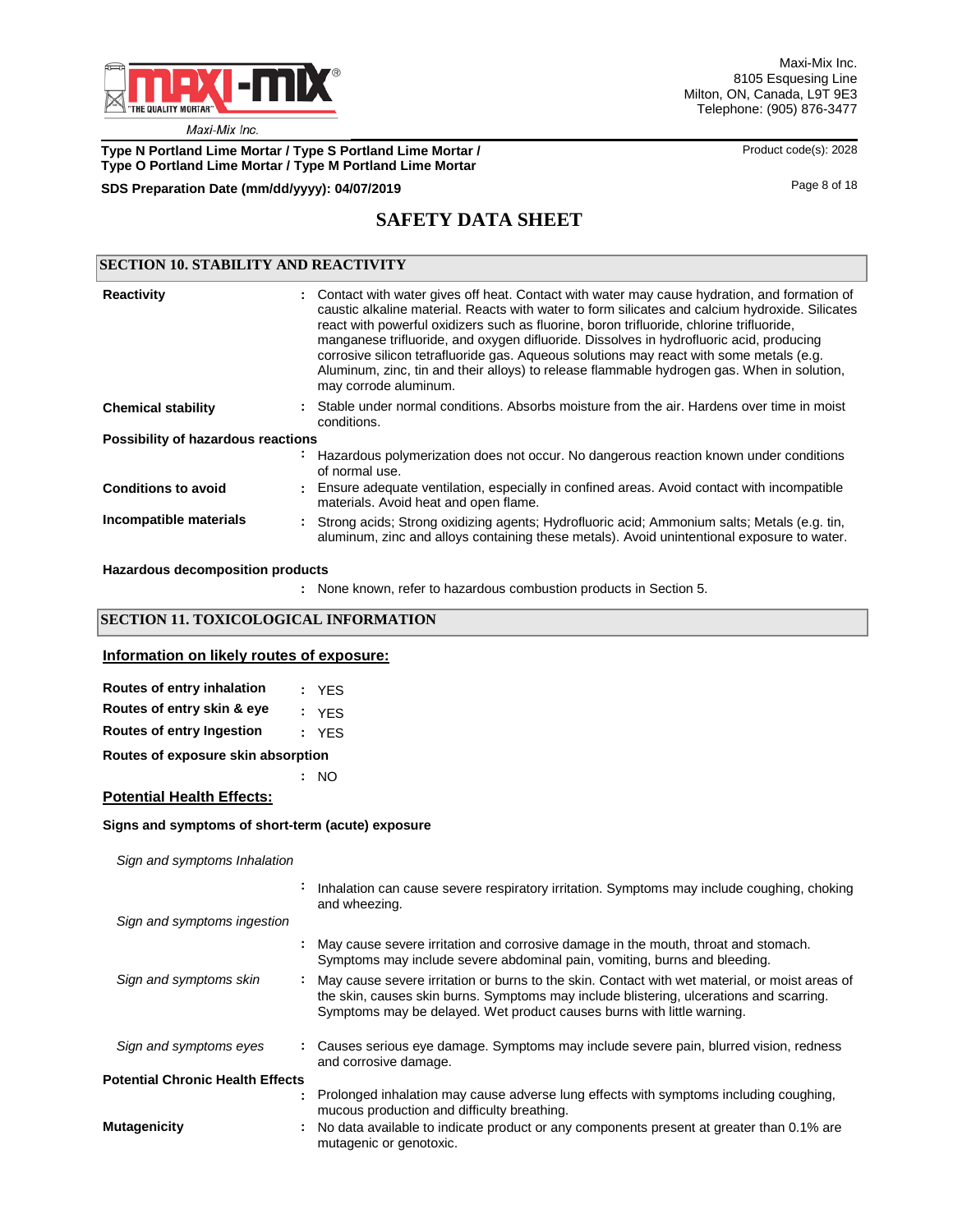## SAFETY DATA SHEET

### SECTION 10. STABILITY AND REACTIVITY

**Reactivity** : Contact with water gives off heat. Contact with water may cause hydration, and formation of caustic alkaline material. Reacts with water to form silicates and calcium hydroxide. Silicates react with powerful oxidizers such as fluorine, boron trifluoride, chlorine trifluoride, manganese trifluoride, and oxygen difluoride. Dissolves in hydrofluoric acid, producing corrosive silicon tetrafluoride gas. Aqueous solutions may react with some metals (e.g. Aluminum, zinc, tin and their alloys) to release flammable hydrogen gas. When in solution, may corrode aluminum.

**Chemical stability** : Stable under normal conditions. Absorbs moisture from the air. Hardens over time in moist conditions.

**Possibility of hazardous reactions** : Hazardous polymerization does not occur. No dangerous reaction known under conditions of normal use.

**Conditions to avoid** : Ensure adequate ventilation, especially in confined areas. Avoid contact with incompatible materials. Avoid heat and open flame.

**Incompatible materials** : Strong acids; Strong oxidizing agents; Hydrofluoric acid; Ammonium salts; Metals (e.g. tin, aluminum, zinc and alloys containing these metals). Avoid unintentional exposure to water.

**Hazardous decomposition products** : None known, refer to hazardous combustion products in Section 5.

### SECTION 11. TOXICOLOGICAL INFORMATION

**Information on likely routes of exposure:**

**Routes of entry inhalation** : YES

**Routes of entry skin & eye** : YES

**Routes of entry Ingestion** : YES

**Routes of exposure skin absorption** : NO

**Potential Health Effects:**

**Signs and symptoms of short-term (acute) exposure**

*Sign and symptoms Inhalation* : Inhalation can cause severe respiratory irritation. Symptoms may include coughing, choking and wheezing.

*Sign and symptoms ingestion* : May cause severe irritation and corrosive damage in the mouth, throat and stomach. Symptoms may include severe abdominal pain, vomiting, burns and bleeding.

*Sign and symptoms skin* : May cause severe irritation or burns to the skin. Contact with wet material, or moist areas of the skin, causes skin burns. Symptoms may include blistering, ulcerations and scarring. Symptoms may be delayed. Wet product causes burns with little warning.

*Sign and symptoms eyes* : Causes serious eye damage. Symptoms may include severe pain, blurred vision, redness and corrosive damage.

**Potential Chronic Health Effects** : Prolonged inhalation may cause adverse lung effects with symptoms including coughing, mucous production and difficulty breathing.

**Mutagenicity** : No data available to indicate product or any components present at greater than 0.1% are mutagenic or genotoxic.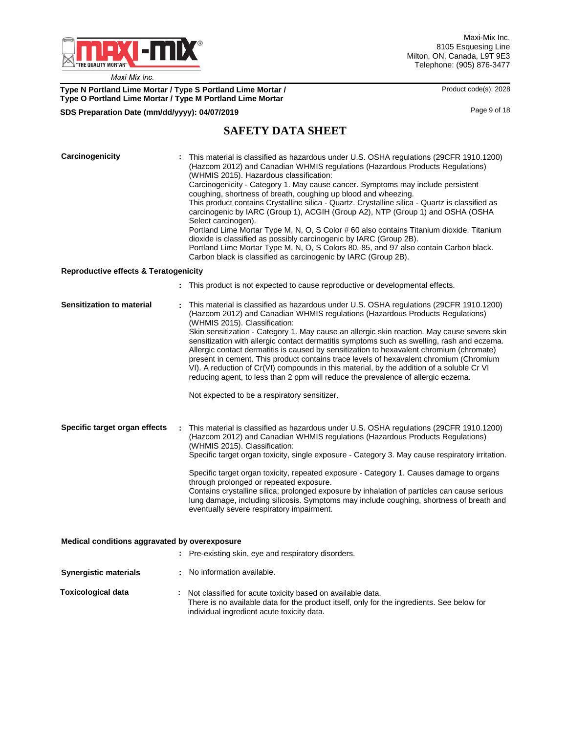## SAFETY DATA SHEET

**Carcinogenicity** : This material is classified as hazardous under U.S. OSHA regulations (29CFR 1910.1200) (Hazcom 2012) and Canadian WHMIS regulations (Hazardous Products Regulations) (WHMIS 2015). Hazardous classification:
Carcinogenicity - Category 1. May cause cancer. Symptoms may include persistent coughing, shortness of breath, coughing up blood and wheezing.
This product contains Crystalline silica - Quartz. Crystalline silica - Quartz is classified as carcinogenic by IARC (Group 1), ACGIH (Group A2), NTP (Group 1) and OSHA (OSHA Select carcinogen).
Portland Lime Mortar Type M, N, O, S Color # 60 also contains Titanium dioxide. Titanium dioxide is classified as possibly carcinogenic by IARC (Group 2B).
Portland Lime Mortar Type M, N, O, S Colors 80, 85, and 97 also contain Carbon black. Carbon black is classified as carcinogenic by IARC (Group 2B).

**Reproductive effects & Teratogenicity**

: This product is not expected to cause reproductive or developmental effects.

**Sensitization to material** : This material is classified as hazardous under U.S. OSHA regulations (29CFR 1910.1200) (Hazcom 2012) and Canadian WHMIS regulations (Hazardous Products Regulations) (WHMIS 2015). Classification:
Skin sensitization - Category 1. May cause an allergic skin reaction. May cause severe skin sensitization with allergic contact dermatitis symptoms such as swelling, rash and eczema. Allergic contact dermatitis is caused by sensitization to hexavalent chromium (chromate) present in cement. This product contains trace levels of hexavalent chromium (Chromium VI). A reduction of Cr(VI) compounds in this material, by the addition of a soluble Cr VI reducing agent, to less than 2 ppm will reduce the prevalence of allergic eczema.

Not expected to be a respiratory sensitizer.

**Specific target organ effects** : This material is classified as hazardous under U.S. OSHA regulations (29CFR 1910.1200) (Hazcom 2012) and Canadian WHMIS regulations (Hazardous Products Regulations) (WHMIS 2015). Classification:
Specific target organ toxicity, single exposure - Category 3. May cause respiratory irritation.

Specific target organ toxicity, repeated exposure - Category 1. Causes damage to organs through prolonged or repeated exposure.
Contains crystalline silica; prolonged exposure by inhalation of particles can cause serious lung damage, including silicosis. Symptoms may include coughing, shortness of breath and eventually severe respiratory impairment.

**Medical conditions aggravated by overexposure**

: Pre-existing skin, eye and respiratory disorders.

**Synergistic materials** : No information available.

**Toxicological data** : Not classified for acute toxicity based on available data.
There is no available data for the product itself, only for the ingredients. See below for individual ingredient acute toxicity data.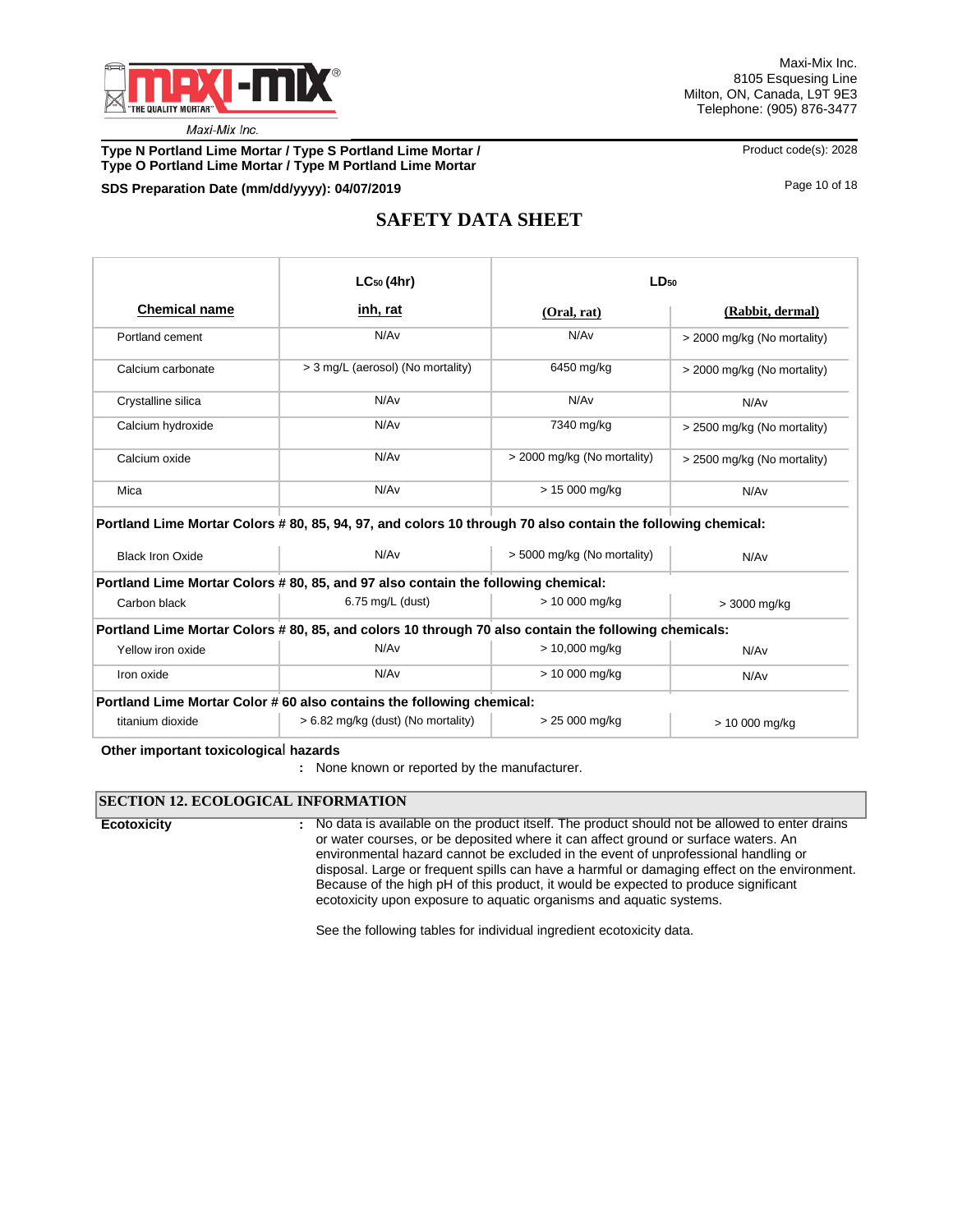# SAFETY DATA SHEET

| Chemical name | $LC_{50}$ (4hr) inh, rat | $LD_{50}$ (Oral, rat) | $LD_{50}$ (Rabbit, dermal) |
|---|---|---|---|
| Portland cement | N/Av | N/Av | > 2000 mg/kg (No mortality) |
| Calcium carbonate | > 3 mg/L (aerosol) (No mortality) | 6450 mg/kg | > 2000 mg/kg (No mortality) |
| Crystalline silica | N/Av | N/Av | N/Av |
| Calcium hydroxide | N/Av | 7340 mg/kg | > 2500 mg/kg (No mortality) |
| Calcium oxide | N/Av | > 2000 mg/kg (No mortality) | > 2500 mg/kg (No mortality) |
| Mica | N/Av | > 15 000 mg/kg | N/Av |
| **Portland Lime Mortar Colors # 80, 85, 94, 97, and colors 10 through 70 also contain the following chemical:** | | | |
| Black Iron Oxide | N/Av | > 5000 mg/kg (No mortality) | N/Av |
| **Portland Lime Mortar Colors # 80, 85, and 97 also contain the following chemical:** | | | |
| Carbon black | 6.75 mg/L (dust) | > 10 000 mg/kg | > 3000 mg/kg |
| **Portland Lime Mortar Colors # 80, 85, and colors 10 through 70 also contain the following chemicals:** | | | |
| Yellow iron oxide | N/Av | > 10,000 mg/kg | N/Av |
| Iron oxide | N/Av | > 10 000 mg/kg | N/Av |
| **Portland Lime Mortar Color # 60 also contains the following chemical:** | | | |
| titanium dioxide | > 6.82 mg/kg (dust) (No mortality) | > 25 000 mg/kg | > 10 000 mg/kg |

**Other important toxicological hazards**

: None known or reported by the manufacturer.

## SECTION 12. ECOLOGICAL INFORMATION

**Ecotoxicity** : No data is available on the product itself. The product should not be allowed to enter drains or water courses, or be deposited where it can affect ground or surface waters. An environmental hazard cannot be excluded in the event of unprofessional handling or disposal. Large or frequent spills can have a harmful or damaging effect on the environment. Because of the high pH of this product, it would be expected to produce significant ecotoxicity upon exposure to aquatic organisms and aquatic systems.

See the following tables for individual ingredient ecotoxicity data.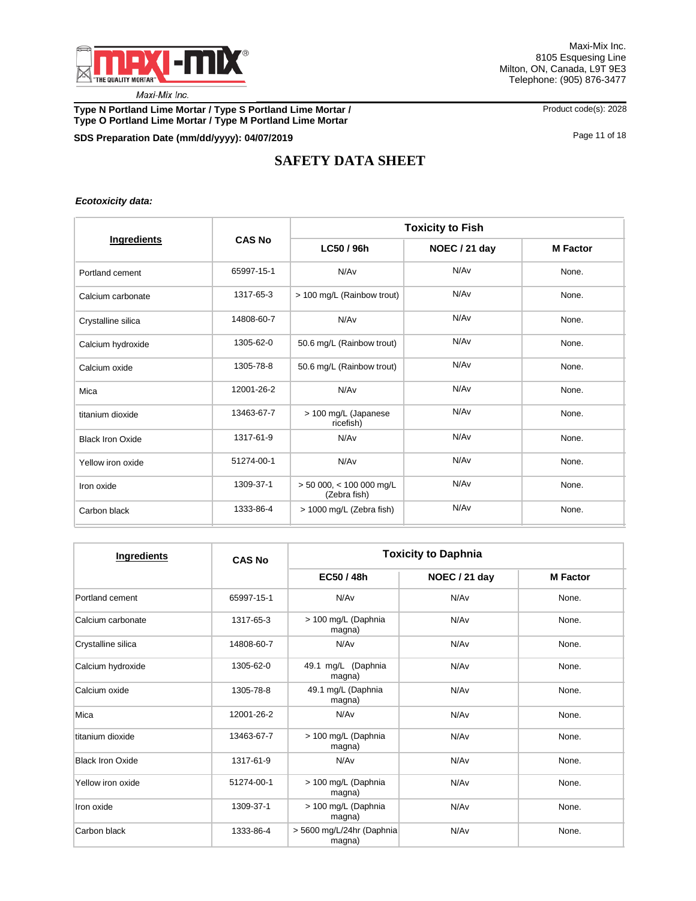***Ecotoxicity data:***

| Ingredients | CAS No | Toxicity to Fish | | |
|---|---|---|---|---|
| | | LC50 / 96h | NOEC / 21 day | M Factor |
| Portland cement | 65997-15-1 | N/Av | N/Av | None. |
| Calcium carbonate | 1317-65-3 | > 100 mg/L (Rainbow trout) | N/Av | None. |
| Crystalline silica | 14808-60-7 | N/Av | N/Av | None. |
| Calcium hydroxide | 1305-62-0 | 50.6 mg/L (Rainbow trout) | N/Av | None. |
| Calcium oxide | 1305-78-8 | 50.6 mg/L (Rainbow trout) | N/Av | None. |
| Mica | 12001-26-2 | N/Av | N/Av | None. |
| titanium dioxide | 13463-67-7 | > 100 mg/L (Japanese ricefish) | N/Av | None. |
| Black Iron Oxide | 1317-61-9 | N/Av | N/Av | None. |
| Yellow iron oxide | 51274-00-1 | N/Av | N/Av | None. |
| Iron oxide | 1309-37-1 | > 50 000, < 100 000 mg/L (Zebra fish) | N/Av | None. |
| Carbon black | 1333-86-4 | > 1000 mg/L (Zebra fish) | N/Av | None. |

| Ingredients | CAS No | Toxicity to Daphnia | | |
|---|---|---|---|---|
| | | EC50 / 48h | NOEC / 21 day | M Factor |
| Portland cement | 65997-15-1 | N/Av | N/Av | None. |
| Calcium carbonate | 1317-65-3 | > 100 mg/L (Daphnia magna) | N/Av | None. |
| Crystalline silica | 14808-60-7 | N/Av | N/Av | None. |
| Calcium hydroxide | 1305-62-0 | 49.1 mg/L (Daphnia magna) | N/Av | None. |
| Calcium oxide | 1305-78-8 | 49.1 mg/L (Daphnia magna) | N/Av | None. |
| Mica | 12001-26-2 | N/Av | N/Av | None. |
| titanium dioxide | 13463-67-7 | > 100 mg/L (Daphnia magna) | N/Av | None. |
| Black Iron Oxide | 1317-61-9 | N/Av | N/Av | None. |
| Yellow iron oxide | 51274-00-1 | > 100 mg/L (Daphnia magna) | N/Av | None. |
| Iron oxide | 1309-37-1 | > 100 mg/L (Daphnia magna) | N/Av | None. |
| Carbon black | 1333-86-4 | > 5600 mg/L/24hr (Daphnia magna) | N/Av | None. |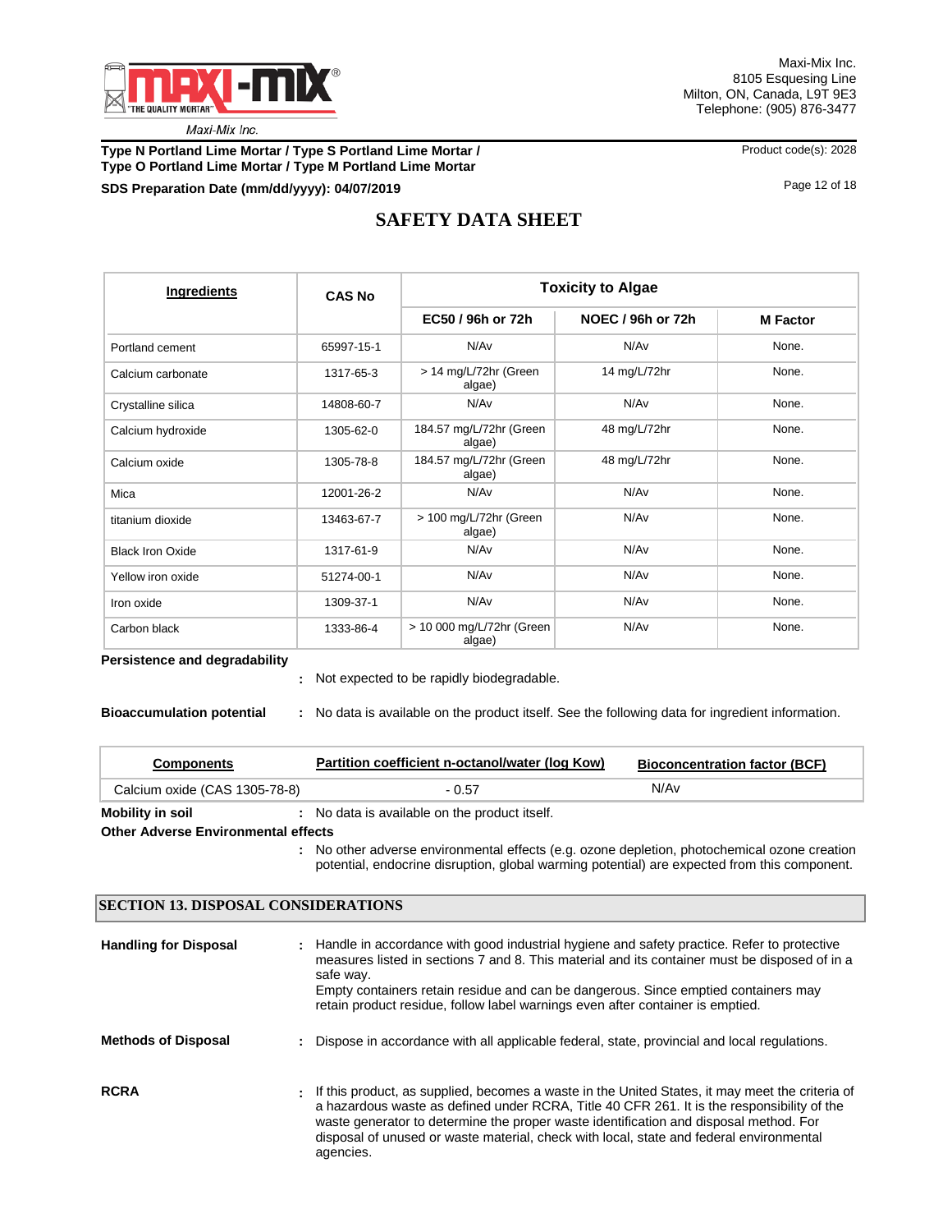| **Ingredients** | **CAS No** | **Toxicity to Algae** | | |
|---|---|---|---|---|
| | | **EC50 / 96h or 72h** | **NOEC / 96h or 72h** | **M Factor** |
| Portland cement | 65997-15-1 | N/Av | N/Av | None. |
| Calcium carbonate | 1317-65-3 | > 14 mg/L/72hr (Green algae) | 14 mg/L/72hr | None. |
| Crystalline silica | 14808-60-7 | N/Av | N/Av | None. |
| Calcium hydroxide | 1305-62-0 | 184.57 mg/L/72hr (Green algae) | 48 mg/L/72hr | None. |
| Calcium oxide | 1305-78-8 | 184.57 mg/L/72hr (Green algae) | 48 mg/L/72hr | None. |
| Mica | 12001-26-2 | N/Av | N/Av | None. |
| titanium dioxide | 13463-67-7 | > 100 mg/L/72hr (Green algae) | N/Av | None. |
| Black Iron Oxide | 1317-61-9 | N/Av | N/Av | None. |
| Yellow iron oxide | 51274-00-1 | N/Av | N/Av | None. |
| Iron oxide | 1309-37-1 | N/Av | N/Av | None. |
| Carbon black | 1333-86-4 | > 10 000 mg/L/72hr (Green algae) | N/Av | None. |

**Persistence and degradability**

: Not expected to be rapidly biodegradable.

**Bioaccumulation potential** : No data is available on the product itself. See the following data for ingredient information.

| **Components** | **Partition coefficient n-octanol/water (log Kow)** | **Bioconcentration factor (BCF)** |
|---|---|---|
| Calcium oxide (CAS 1305-78-8) | - 0.57 | N/Av |

**Mobility in soil** : No data is available on the product itself.

**Other Adverse Environmental effects**

: No other adverse environmental effects (e.g. ozone depletion, photochemical ozone creation potential, endocrine disruption, global warming potential) are expected from this component.

## SECTION 13. DISPOSAL CONSIDERATIONS

**Handling for Disposal** : Handle in accordance with good industrial hygiene and safety practice. Refer to protective measures listed in sections 7 and 8. This material and its container must be disposed of in a safe way.
Empty containers retain residue and can be dangerous. Since emptied containers may retain product residue, follow label warnings even after container is emptied.

**Methods of Disposal** : Dispose in accordance with all applicable federal, state, provincial and local regulations.

**RCRA** : If this product, as supplied, becomes a waste in the United States, it may meet the criteria of a hazardous waste as defined under RCRA, Title 40 CFR 261. It is the responsibility of the waste generator to determine the proper waste identification and disposal method. For disposal of unused or waste material, check with local, state and federal environmental agencies.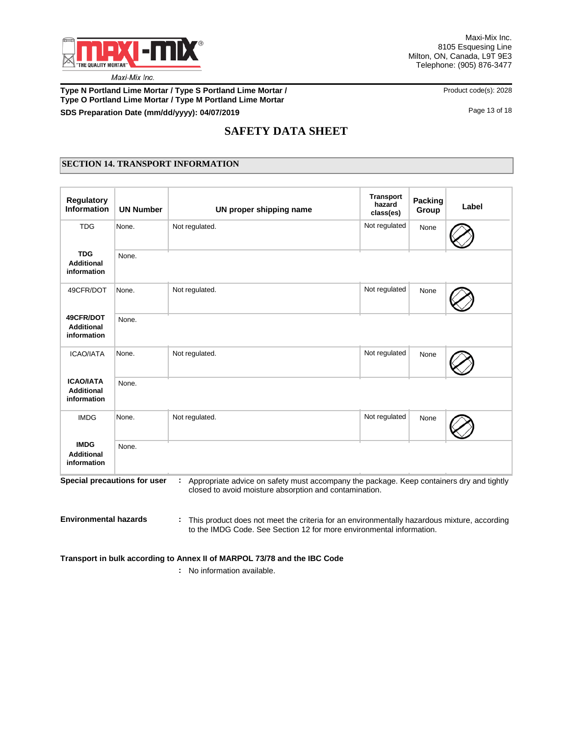# SAFETY DATA SHEET

## SECTION 14. TRANSPORT INFORMATION

| Regulatory Information | UN Number | UN proper shipping name | Transport hazard class(es) | Packing Group | Label |
|---|---|---|---|---|---|
| TDG | None. | Not regulated. | Not regulated | None | |
| **TDG Additional information** | None. | | | | |
| 49CFR/DOT | None. | Not regulated. | Not regulated | None | |
| **49CFR/DOT Additional information** | None. | | | | |
| ICAO/IATA | None. | Not regulated. | Not regulated | None | |
| **ICAO/IATA Additional information** | None. | | | | |
| IMDG | None. | Not regulated. | Not regulated | None | |
| **IMDG Additional information** | None. | | | | |

**Special precautions for user** : Appropriate advice on safety must accompany the package. Keep containers dry and tightly closed to avoid moisture absorption and contamination.

**Environmental hazards** : This product does not meet the criteria for an environmentally hazardous mixture, according to the IMDG Code. See Section 12 for more environmental information.

**Transport in bulk according to Annex II of MARPOL 73/78 and the IBC Code**

: No information available.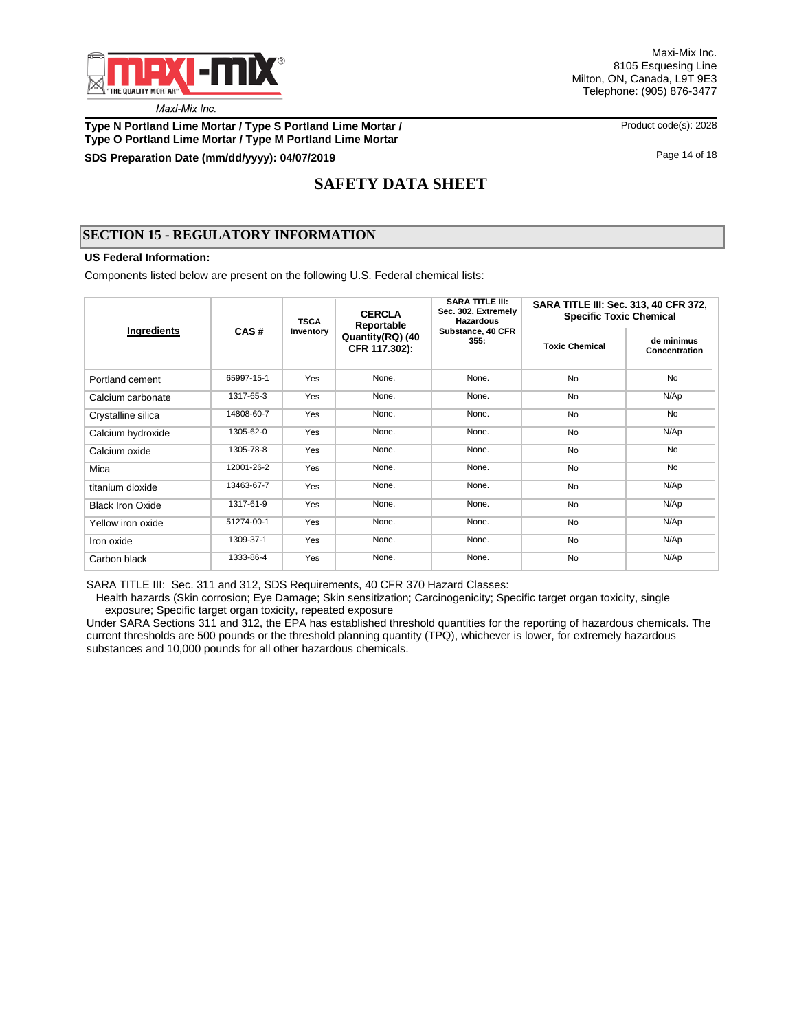## SECTION 15 - REGULATORY INFORMATION

**US Federal Information:**

Components listed below are present on the following U.S. Federal chemical lists:

| Ingredients | CAS # | TSCA Inventory | CERCLA Reportable Quantity(RQ) (40 CFR 117.302): | SARA TITLE III: Sec. 302, Extremely Hazardous Substance, 40 CFR 355: | SARA TITLE III: Sec. 313, 40 CFR 372, Specific Toxic Chemical | |
|---|---|---|---|---|---|---|
| | | | | | Toxic Chemical | de minimus Concentration |
| Portland cement | 65997-15-1 | Yes | None. | None. | No | No |
| Calcium carbonate | 1317-65-3 | Yes | None. | None. | No | N/Ap |
| Crystalline silica | 14808-60-7 | Yes | None. | None. | No | No |
| Calcium hydroxide | 1305-62-0 | Yes | None. | None. | No | N/Ap |
| Calcium oxide | 1305-78-8 | Yes | None. | None. | No | No |
| Mica | 12001-26-2 | Yes | None. | None. | No | No |
| titanium dioxide | 13463-67-7 | Yes | None. | None. | No | N/Ap |
| Black Iron Oxide | 1317-61-9 | Yes | None. | None. | No | N/Ap |
| Yellow iron oxide | 51274-00-1 | Yes | None. | None. | No | N/Ap |
| Iron oxide | 1309-37-1 | Yes | None. | None. | No | N/Ap |
| Carbon black | 1333-86-4 | Yes | None. | None. | No | N/Ap |

SARA TITLE III: Sec. 311 and 312, SDS Requirements, 40 CFR 370 Hazard Classes:

Health hazards (Skin corrosion; Eye Damage; Skin sensitization; Carcinogenicity; Specific target organ toxicity, single exposure; Specific target organ toxicity, repeated exposure

Under SARA Sections 311 and 312, the EPA has established threshold quantities for the reporting of hazardous chemicals. The current thresholds are 500 pounds or the threshold planning quantity (TPQ), whichever is lower, for extremely hazardous substances and 10,000 pounds for all other hazardous chemicals.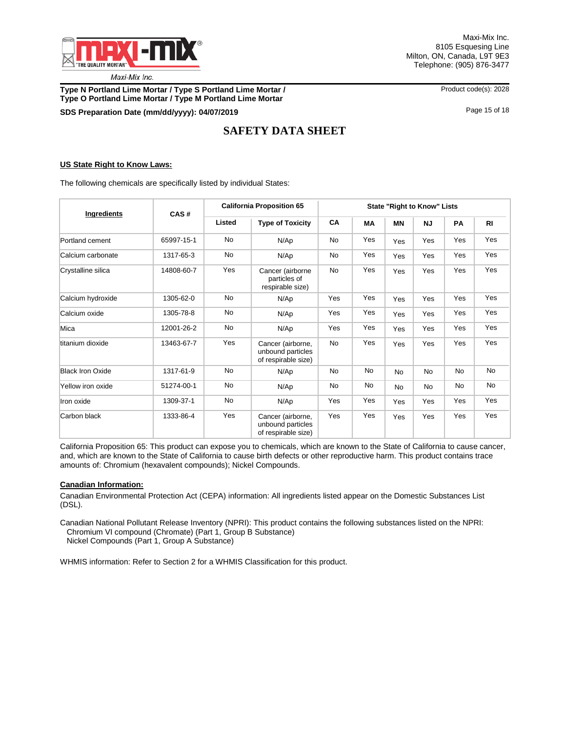## US State Right to Know Laws:

The following chemicals are specifically listed by individual States:

| Ingredients | CAS # | California Proposition 65 | | State "Right to Know" Lists | | | | | |
|---|---|---|---|---|---|---|---|---|---|
| | | Listed | Type of Toxicity | CA | MA | MN | NJ | PA | RI |
| Portland cement | 65997-15-1 | No | N/Ap | No | Yes | Yes | Yes | Yes | Yes |
| Calcium carbonate | 1317-65-3 | No | N/Ap | No | Yes | Yes | Yes | Yes | Yes |
| Crystalline silica | 14808-60-7 | Yes | Cancer (airborne particles of respirable size) | No | Yes | Yes | Yes | Yes | Yes |
| Calcium hydroxide | 1305-62-0 | No | N/Ap | Yes | Yes | Yes | Yes | Yes | Yes |
| Calcium oxide | 1305-78-8 | No | N/Ap | Yes | Yes | Yes | Yes | Yes | Yes |
| Mica | 12001-26-2 | No | N/Ap | Yes | Yes | Yes | Yes | Yes | Yes |
| titanium dioxide | 13463-67-7 | Yes | Cancer (airborne, unbound particles of respirable size) | No | Yes | Yes | Yes | Yes | Yes |
| Black Iron Oxide | 1317-61-9 | No | N/Ap | No | No | No | No | No | No |
| Yellow iron oxide | 51274-00-1 | No | N/Ap | No | No | No | No | No | No |
| Iron oxide | 1309-37-1 | No | N/Ap | Yes | Yes | Yes | Yes | Yes | Yes |
| Carbon black | 1333-86-4 | Yes | Cancer (airborne, unbound particles of respirable size) | Yes | Yes | Yes | Yes | Yes | Yes |

California Proposition 65: This product can expose you to chemicals, which are known to the State of California to cause cancer, and, which are known to the State of California to cause birth defects or other reproductive harm. This product contains trace amounts of: Chromium (hexavalent compounds); Nickel Compounds.

## Canadian Information:

Canadian Environmental Protection Act (CEPA) information: All ingredients listed appear on the Domestic Substances List (DSL).

Canadian National Pollutant Release Inventory (NPRI): This product contains the following substances listed on the NPRI:
- Chromium VI compound (Chromate) (Part 1, Group B Substance)
- Nickel Compounds (Part 1, Group A Substance)

WHMIS information: Refer to Section 2 for a WHMIS Classification for this product.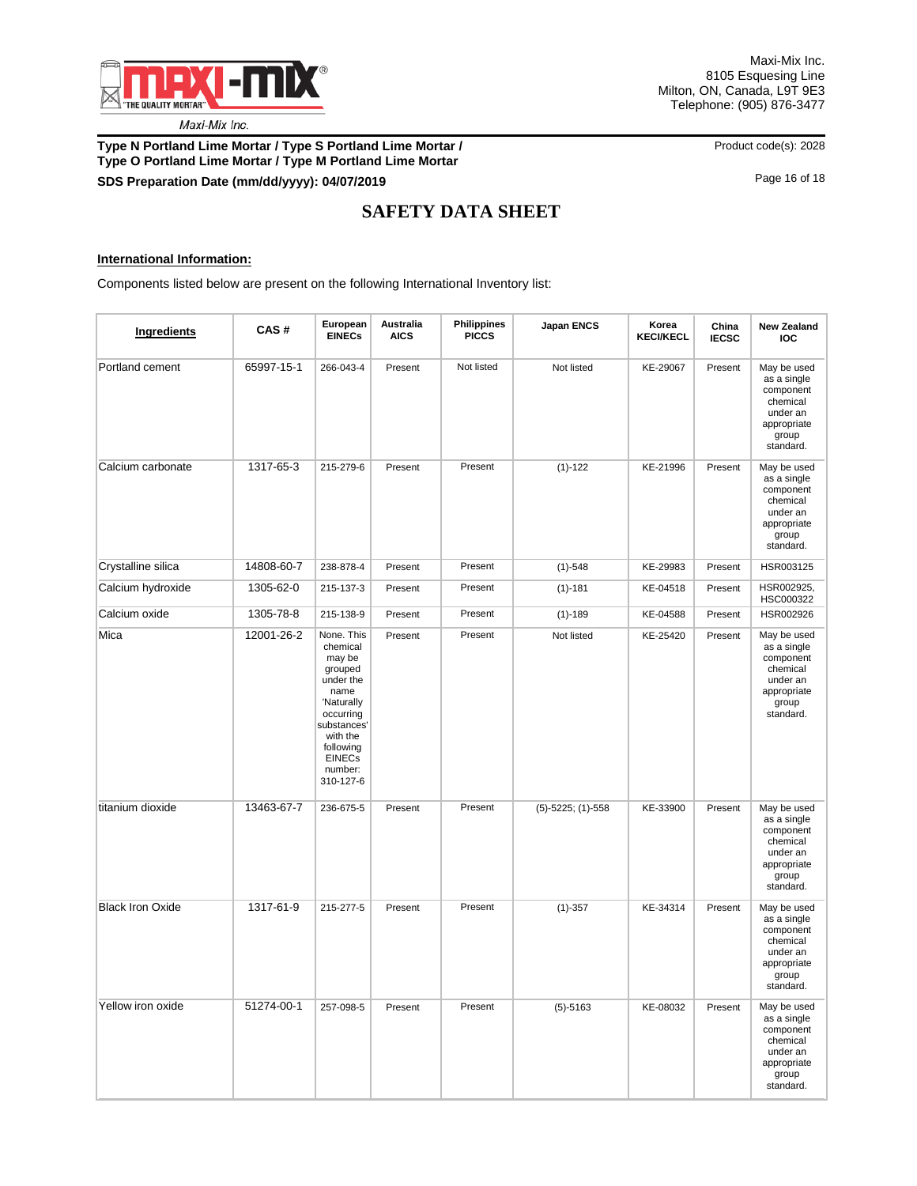## SAFETY DATA SHEET

**International Information:**

Components listed below are present on the following International Inventory list:

| Ingredients | CAS # | European EINECs | Australia AICS | Philippines PICCS | Japan ENCS | Korea KECI/KECL | China IECSC | New Zealand IOC |
|---|---|---|---|---|---|---|---|---|
| Portland cement | 65997-15-1 | 266-043-4 | Present | Not listed | Not listed | KE-29067 | Present | May be used as a single component chemical under an appropriate group standard. |
| Calcium carbonate | 1317-65-3 | 215-279-6 | Present | Present | (1)-122 | KE-21996 | Present | May be used as a single component chemical under an appropriate group standard. |
| Crystalline silica | 14808-60-7 | 238-878-4 | Present | Present | (1)-548 | KE-29983 | Present | HSR003125 |
| Calcium hydroxide | 1305-62-0 | 215-137-3 | Present | Present | (1)-181 | KE-04518 | Present | HSR002925, HSC000322 |
| Calcium oxide | 1305-78-8 | 215-138-9 | Present | Present | (1)-189 | KE-04588 | Present | HSR002926 |
| Mica | 12001-26-2 | None. This chemical may be grouped under the name 'Naturally occurring substances' with the following EINECs number: 310-127-6 | Present | Present | Not listed | KE-25420 | Present | May be used as a single component chemical under an appropriate group standard. |
| titanium dioxide | 13463-67-7 | 236-675-5 | Present | Present | (5)-5225; (1)-558 | KE-33900 | Present | May be used as a single component chemical under an appropriate group standard. |
| Black Iron Oxide | 1317-61-9 | 215-277-5 | Present | Present | (1)-357 | KE-34314 | Present | May be used as a single component chemical under an appropriate group standard. |
| Yellow iron oxide | 51274-00-1 | 257-098-5 | Present | Present | (5)-5163 | KE-08032 | Present | May be used as a single component chemical under an appropriate group standard. |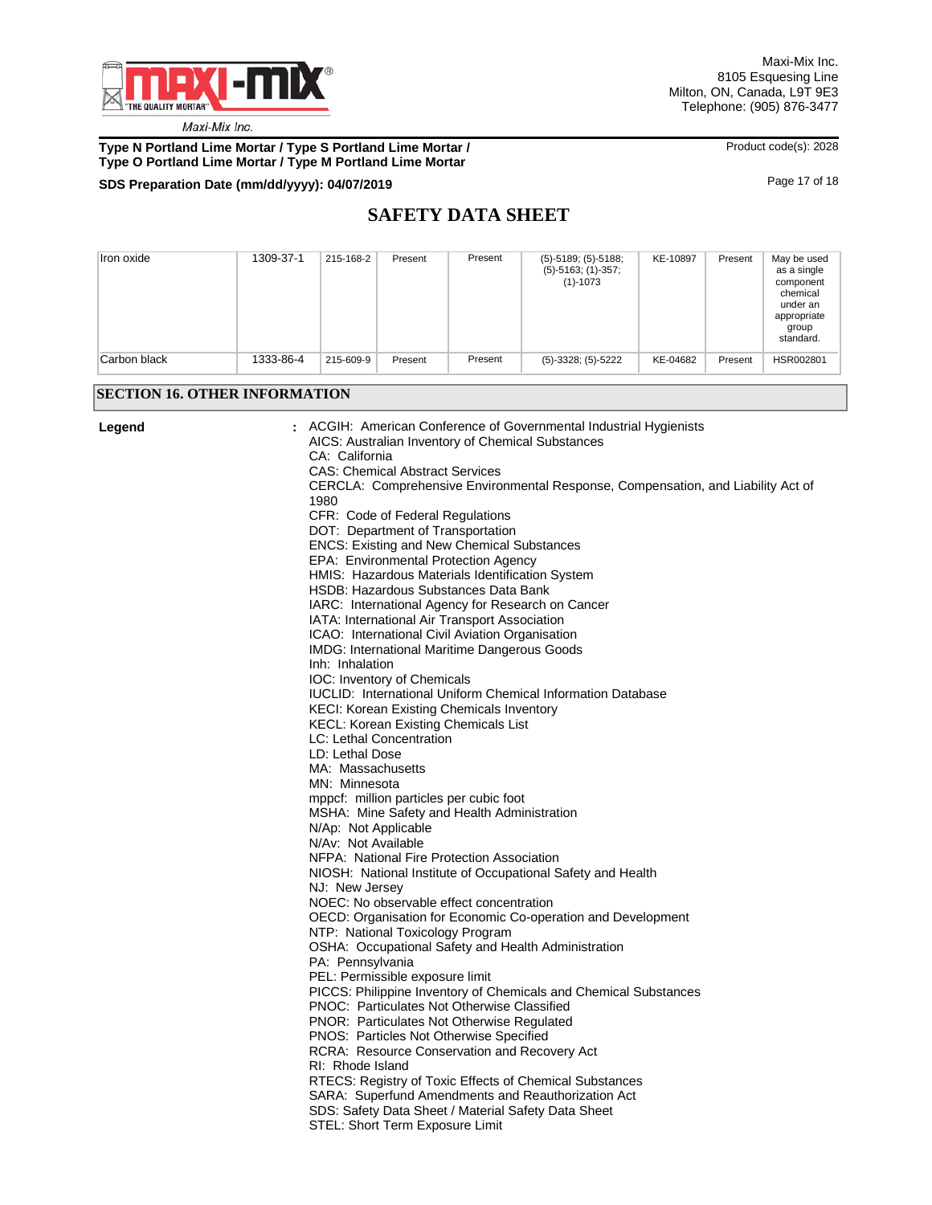| Iron oxide | 1309-37-1 | 215-168-2 | Present | Present | (5)-5189; (5)-5188; (5)-5163; (1)-357; (1)-1073 | KE-10897 | Present | May be used as a single component chemical under an appropriate group standard. |
|---|---|---|---|---|---|---|---|---|
| Carbon black | 1333-86-4 | 215-609-9 | Present | Present | (5)-3328; (5)-5222 | KE-04682 | Present | HSR002801 |

## SECTION 16. OTHER INFORMATION

**Legend** : ACGIH: American Conference of Governmental Industrial Hygienists
AICS: Australian Inventory of Chemical Substances
CA: California
CAS: Chemical Abstract Services
CERCLA: Comprehensive Environmental Response, Compensation, and Liability Act of 1980
CFR: Code of Federal Regulations
DOT: Department of Transportation
ENCS: Existing and New Chemical Substances
EPA: Environmental Protection Agency
HMIS: Hazardous Materials Identification System
HSDB: Hazardous Substances Data Bank
IARC: International Agency for Research on Cancer
IATA: International Air Transport Association
ICAO: International Civil Aviation Organisation
IMDG: International Maritime Dangerous Goods
Inh: Inhalation
IOC: Inventory of Chemicals
IUCLID: International Uniform Chemical Information Database
KECI: Korean Existing Chemicals Inventory
KECL: Korean Existing Chemicals List
LC: Lethal Concentration
LD: Lethal Dose
MA: Massachusetts
MN: Minnesota
mppcf: million particles per cubic foot
MSHA: Mine Safety and Health Administration
N/Ap: Not Applicable
N/Av: Not Available
NFPA: National Fire Protection Association
NIOSH: National Institute of Occupational Safety and Health
NJ: New Jersey
NOEC: No observable effect concentration
OECD: Organisation for Economic Co-operation and Development
NTP: National Toxicology Program
OSHA: Occupational Safety and Health Administration
PA: Pennsylvania
PEL: Permissible exposure limit
PICCS: Philippine Inventory of Chemicals and Chemical Substances
PNOC: Particulates Not Otherwise Classified
PNOR: Particulates Not Otherwise Regulated
PNOS: Particles Not Otherwise Specified
RCRA: Resource Conservation and Recovery Act
RI: Rhode Island
RTECS: Registry of Toxic Effects of Chemical Substances
SARA: Superfund Amendments and Reauthorization Act
SDS: Safety Data Sheet / Material Safety Data Sheet
STEL: Short Term Exposure Limit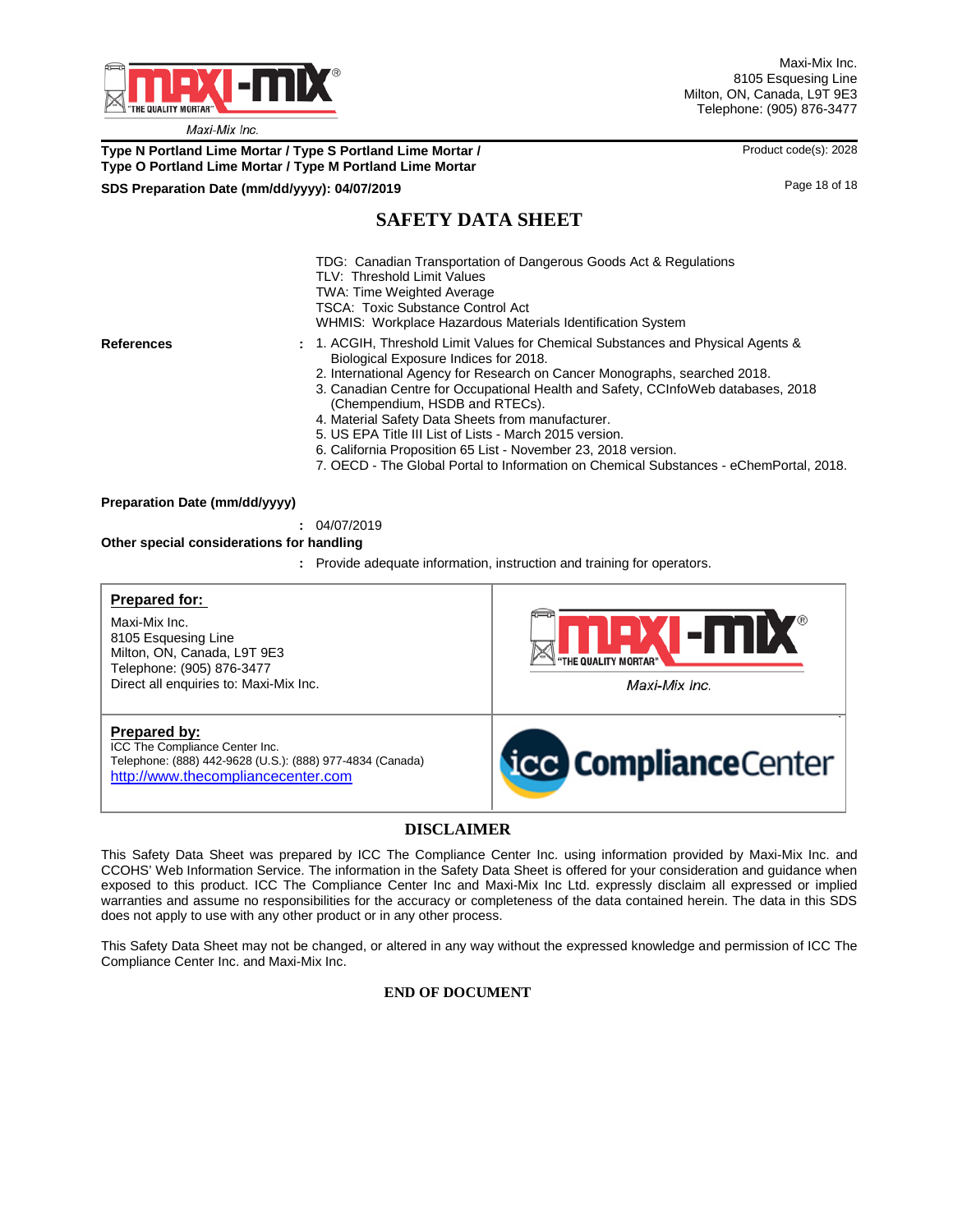# SAFETY DATA SHEET

TDG: Canadian Transportation of Dangerous Goods Act & Regulations
TLV: Threshold Limit Values
TWA: Time Weighted Average
TSCA: Toxic Substance Control Act
WHMIS: Workplace Hazardous Materials Identification System

**References** : 1. ACGIH, Threshold Limit Values for Chemical Substances and Physical Agents & Biological Exposure Indices for 2018.
2. International Agency for Research on Cancer Monographs, searched 2018.
3. Canadian Centre for Occupational Health and Safety, CCInfoWeb databases, 2018 (Chempendium, HSDB and RTECs).
4. Material Safety Data Sheets from manufacturer.
5. US EPA Title III List of Lists - March 2015 version.
6. California Proposition 65 List - November 23, 2018 version.
7. OECD - The Global Portal to Information on Chemical Substances - eChemPortal, 2018.

**Preparation Date (mm/dd/yyyy)**

: 04/07/2019

**Other special considerations for handling**

: Provide adequate information, instruction and training for operators.

| | |
|---|---|
| **Prepared for:** Maxi-Mix Inc. 8105 Esquesing Line Milton, ON, Canada, L9T 9E3 Telephone: (905) 876-3477 Direct all enquiries to: Maxi-Mix Inc. | MAXI-MIX "THE QUALITY MORTAR" Maxi-Mix Inc. |
| **Prepared by:** ICC The Compliance Center Inc. Telephone: (888) 442-9628 (U.S.): (888) 977-4834 (Canada) http://www.thecompliancecenter.com | icc ComplianceCenter |

## DISCLAIMER

This Safety Data Sheet was prepared by ICC The Compliance Center Inc. using information provided by Maxi-Mix Inc. and CCOHS' Web Information Service. The information in the Safety Data Sheet is offered for your consideration and guidance when exposed to this product. ICC The Compliance Center Inc and Maxi-Mix Inc Ltd. expressly disclaim all expressed or implied warranties and assume no responsibilities for the accuracy or completeness of the data contained herein. The data in this SDS does not apply to use with any other product or in any other process.

This Safety Data Sheet may not be changed, or altered in any way without the expressed knowledge and permission of ICC The Compliance Center Inc. and Maxi-Mix Inc.

**END OF DOCUMENT**